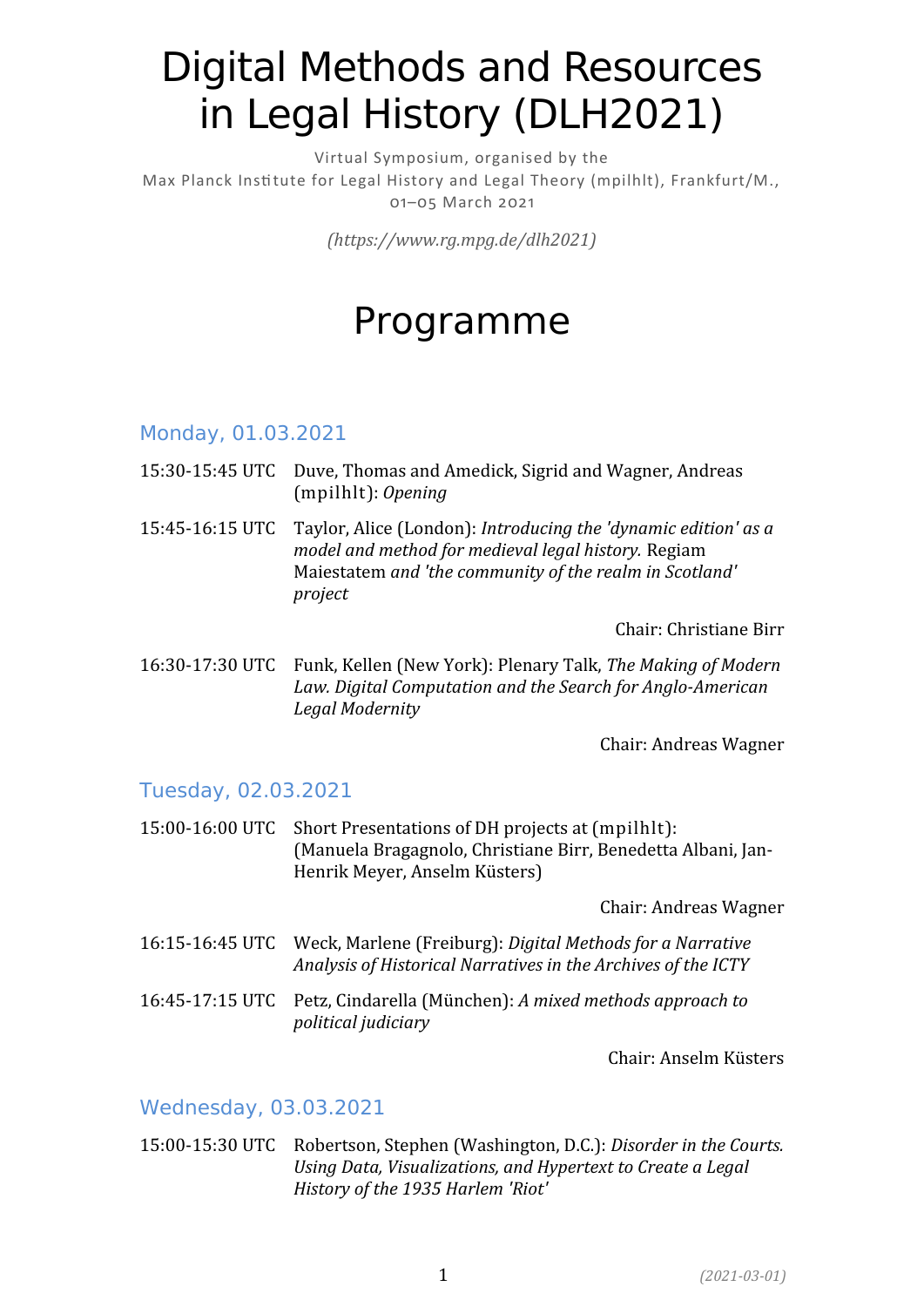# Digital Methods and Resources in Legal History (DLH2021)

Virtual Symposium, organised by the
Max Planck Institute for Legal History and Legal Theory (mpilhlt), Frankfurt/M.,
01–05 March 2021

*(https://www.rg.mpg.de/dlh2021)*

# Programme

## Monday, 01.03.2021

15:30-15:45 UTC Duve, Thomas and Amedick, Sigrid and Wagner, Andreas (mpilhlt): *Opening*

15:45-16:15 UTC Taylor, Alice (London): *Introducing the 'dynamic edition' as a model and method for medieval legal history.* Regiam Maiestatem *and 'the community of the realm in Scotland' project*

Chair: Christiane Birr

16:30-17:30 UTC Funk, Kellen (New York): Plenary Talk, *The Making of Modern Law. Digital Computation and the Search for Anglo-American Legal Modernity*

Chair: Andreas Wagner

## Tuesday, 02.03.2021

15:00-16:00 UTC Short Presentations of DH projects at (mpilhlt): (Manuela Bragagnolo, Christiane Birr, Benedetta Albani, Jan-Henrik Meyer, Anselm Küsters)

Chair: Andreas Wagner

16:15-16:45 UTC Weck, Marlene (Freiburg): *Digital Methods for a Narrative Analysis of Historical Narratives in the Archives of the ICTY*

16:45-17:15 UTC Petz, Cindarella (München): *A mixed methods approach to political judiciary*

Chair: Anselm Küsters

## Wednesday, 03.03.2021

15:00-15:30 UTC Robertson, Stephen (Washington, D.C.): *Disorder in the Courts. Using Data, Visualizations, and Hypertext to Create a Legal History of the 1935 Harlem 'Riot'*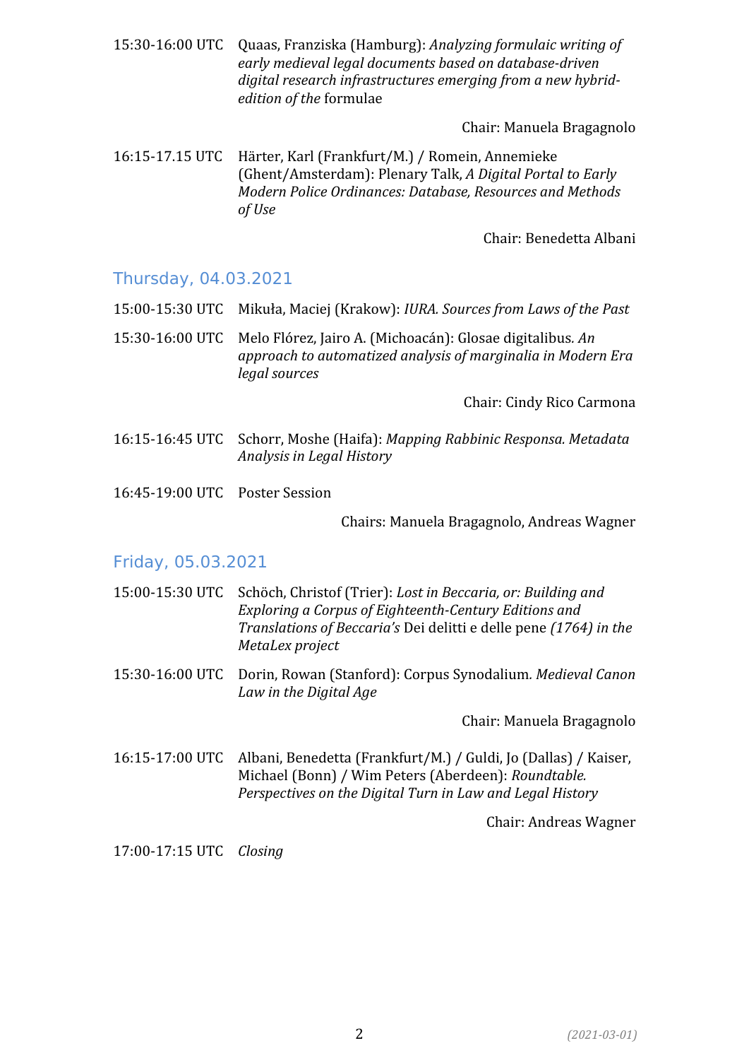15:30-16:00 UTC Quaas, Franziska (Hamburg): *Analyzing formulaic writing of early medieval legal documents based on database-driven digital research infrastructures emerging from a new hybrid-edition of the* formulae

Chair: Manuela Bragagnolo

16:15-17.15 UTC Härter, Karl (Frankfurt/M.) / Romein, Annemieke (Ghent/Amsterdam): Plenary Talk, *A Digital Portal to Early Modern Police Ordinances: Database, Resources and Methods of Use*

Chair: Benedetta Albani

## Thursday, 04.03.2021

15:00-15:30 UTC Mikuła, Maciej (Krakow): *IURA. Sources from Laws of the Past*

15:30-16:00 UTC Melo Flórez, Jairo A. (Michoacán): Glosae digitalibus*. An approach to automatized analysis of marginalia in Modern Era legal sources*

Chair: Cindy Rico Carmona

16:15-16:45 UTC Schorr, Moshe (Haifa): *Mapping Rabbinic Responsa. Metadata Analysis in Legal History*

16:45-19:00 UTC Poster Session

Chairs: Manuela Bragagnolo, Andreas Wagner

## Friday, 05.03.2021

15:00-15:30 UTC Schöch, Christof (Trier): *Lost in Beccaria, or: Building and Exploring a Corpus of Eighteenth-Century Editions and Translations of Beccaria's* Dei delitti e delle pene *(1764) in the MetaLex project*

15:30-16:00 UTC Dorin, Rowan (Stanford): Corpus Synodalium*. Medieval Canon Law in the Digital Age*

Chair: Manuela Bragagnolo

16:15-17:00 UTC Albani, Benedetta (Frankfurt/M.) / Guldi, Jo (Dallas) / Kaiser, Michael (Bonn) / Wim Peters (Aberdeen): *Roundtable. Perspectives on the Digital Turn in Law and Legal History*

Chair: Andreas Wagner

17:00-17:15 UTC *Closing*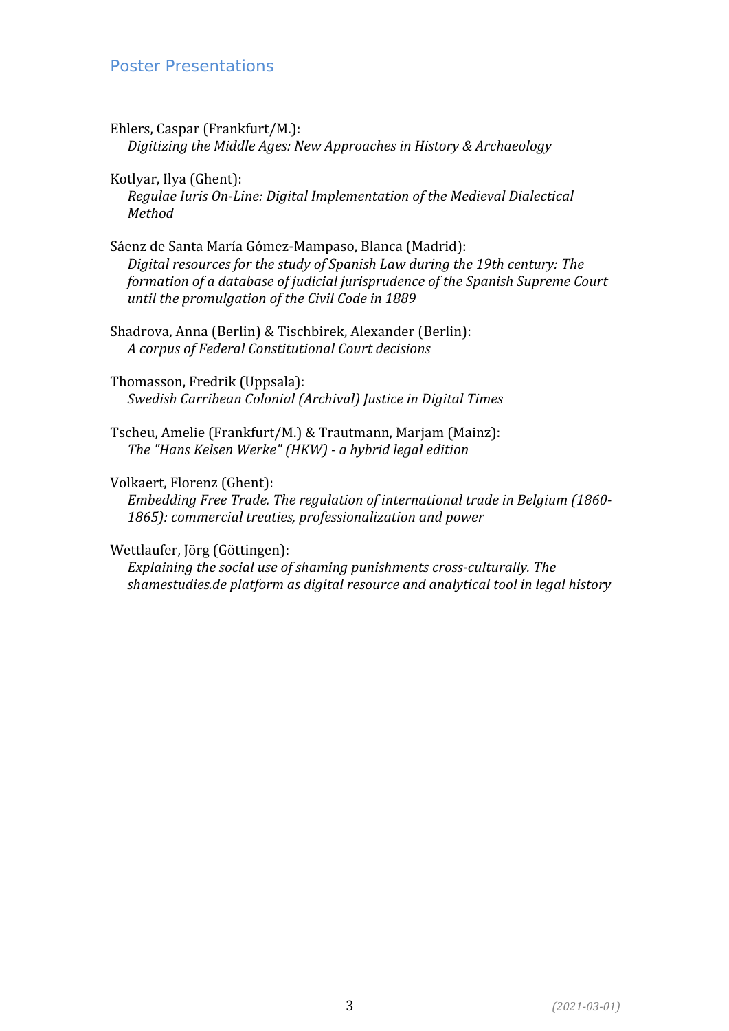## Poster Presentations

Ehlers, Caspar (Frankfurt/M.):
*Digitizing the Middle Ages: New Approaches in History & Archaeology*

Kotlyar, Ilya (Ghent):
*Regulae Iuris On-Line: Digital Implementation of the Medieval Dialectical Method*

Sáenz de Santa María Gómez-Mampaso, Blanca (Madrid):
*Digital resources for the study of Spanish Law during the 19th century: The formation of a database of judicial jurisprudence of the Spanish Supreme Court until the promulgation of the Civil Code in 1889*

Shadrova, Anna (Berlin) & Tischbirek, Alexander (Berlin):
*A corpus of Federal Constitutional Court decisions*

Thomasson, Fredrik (Uppsala):
*Swedish Carribean Colonial (Archival) Justice in Digital Times*

Tscheu, Amelie (Frankfurt/M.) & Trautmann, Marjam (Mainz):
*The "Hans Kelsen Werke" (HKW) - a hybrid legal edition*

Volkaert, Florenz (Ghent):
*Embedding Free Trade. The regulation of international trade in Belgium (1860-1865): commercial treaties, professionalization and power*

Wettlaufer, Jörg (Göttingen):
*Explaining the social use of shaming punishments cross-culturally. The shamestudies.de platform as digital resource and analytical tool in legal history*